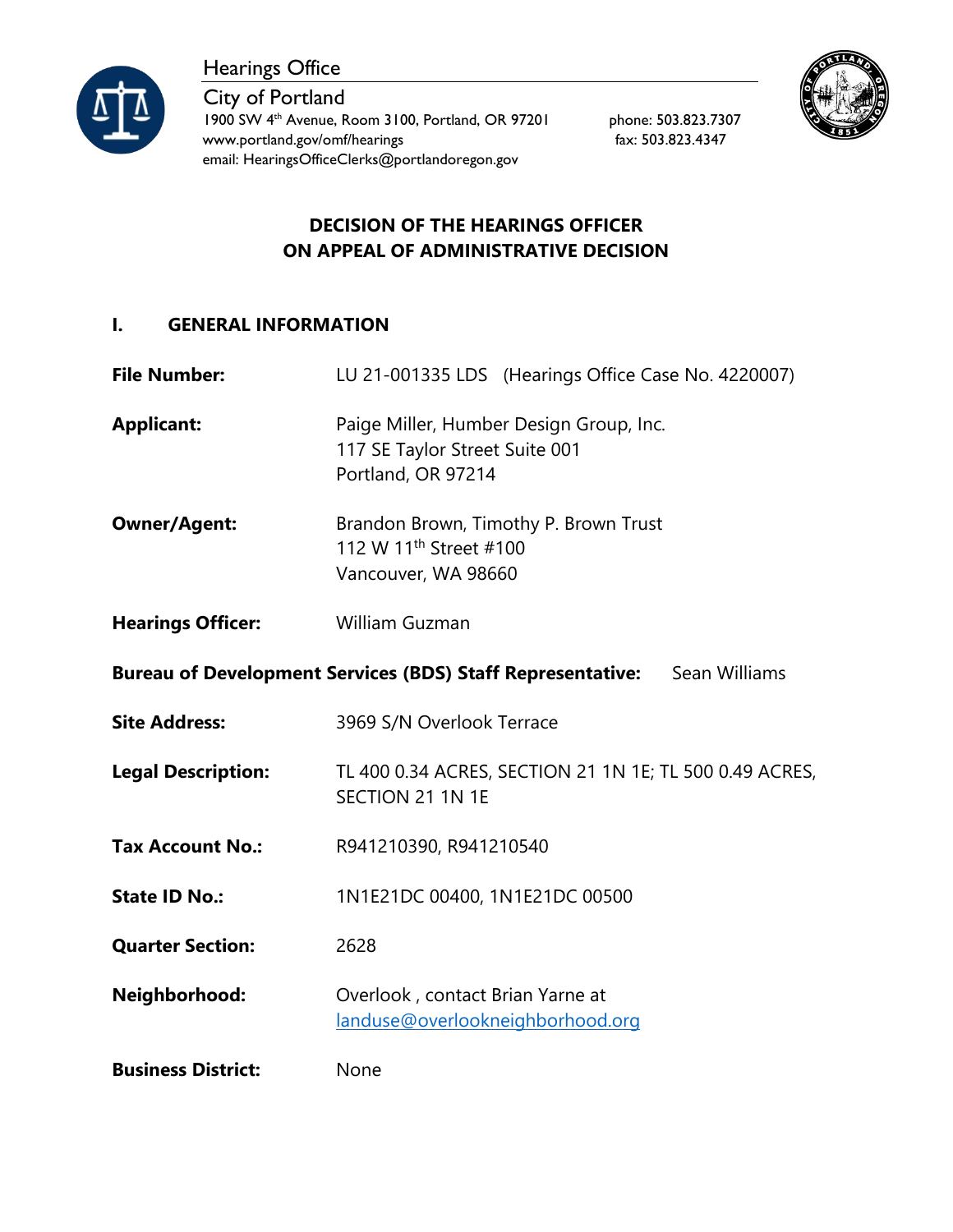Hearings Office

City of Portland

1900 SW 4th Avenue, Room 3100, Portland, OR 97201 phone: 503.823.7307

www.portland.gov/omf/hearings fax: 503.823.4347

email: HearingsOfficeClerks@portlandoregon.gov

# DECISION OF THE HEARINGS OFFICER ON APPEAL OF ADMINISTRATIVE DECISION

## I. GENERAL INFORMATION

**File Number:** LU 21-001335 LDS (Hearings Office Case No. 4220007)

**Applicant:** Paige Miller, Humber Design Group, Inc.
117 SE Taylor Street Suite 001
Portland, OR 97214

**Owner/Agent:** Brandon Brown, Timothy P. Brown Trust
112 W 11th Street #100
Vancouver, WA 98660

**Hearings Officer:** William Guzman

**Bureau of Development Services (BDS) Staff Representative:** Sean Williams

**Site Address:** 3969 S/N Overlook Terrace

**Legal Description:** TL 400 0.34 ACRES, SECTION 21 1N 1E; TL 500 0.49 ACRES, SECTION 21 1N 1E

**Tax Account No.:** R941210390, R941210540

**State ID No.:** 1N1E21DC 00400, 1N1E21DC 00500

**Quarter Section:** 2628

**Neighborhood:** Overlook , contact Brian Yarne at landuse@overlookneighborhood.org

**Business District:** None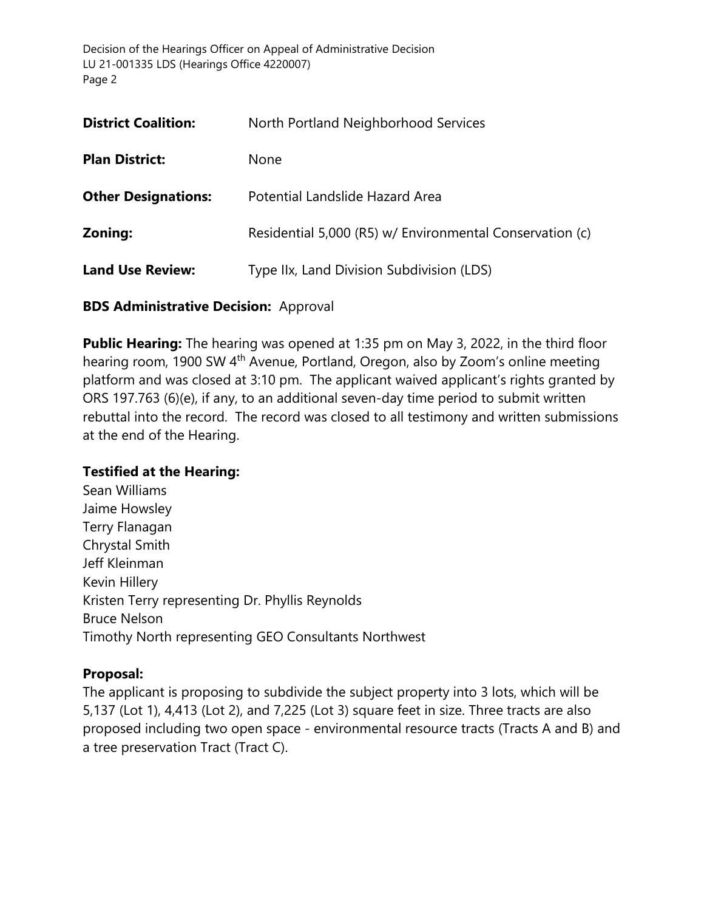**District Coalition:** North Portland Neighborhood Services

**Plan District:** None

**Other Designations:** Potential Landslide Hazard Area

**Zoning:** Residential 5,000 (R5) w/ Environmental Conservation (c)

**Land Use Review:** Type IIx, Land Division Subdivision (LDS)

**BDS Administrative Decision:** Approval

**Public Hearing:** The hearing was opened at 1:35 pm on May 3, 2022, in the third floor hearing room, 1900 SW 4th Avenue, Portland, Oregon, also by Zoom's online meeting platform and was closed at 3:10 pm. The applicant waived applicant's rights granted by ORS 197.763 (6)(e), if any, to an additional seven-day time period to submit written rebuttal into the record. The record was closed to all testimony and written submissions at the end of the Hearing.

**Testified at the Hearing:**
Sean Williams
Jaime Howsley
Terry Flanagan
Chrystal Smith
Jeff Kleinman
Kevin Hillery
Kristen Terry representing Dr. Phyllis Reynolds
Bruce Nelson
Timothy North representing GEO Consultants Northwest

**Proposal:**
The applicant is proposing to subdivide the subject property into 3 lots, which will be 5,137 (Lot 1), 4,413 (Lot 2), and 7,225 (Lot 3) square feet in size. Three tracts are also proposed including two open space - environmental resource tracts (Tracts A and B) and a tree preservation Tract (Tract C).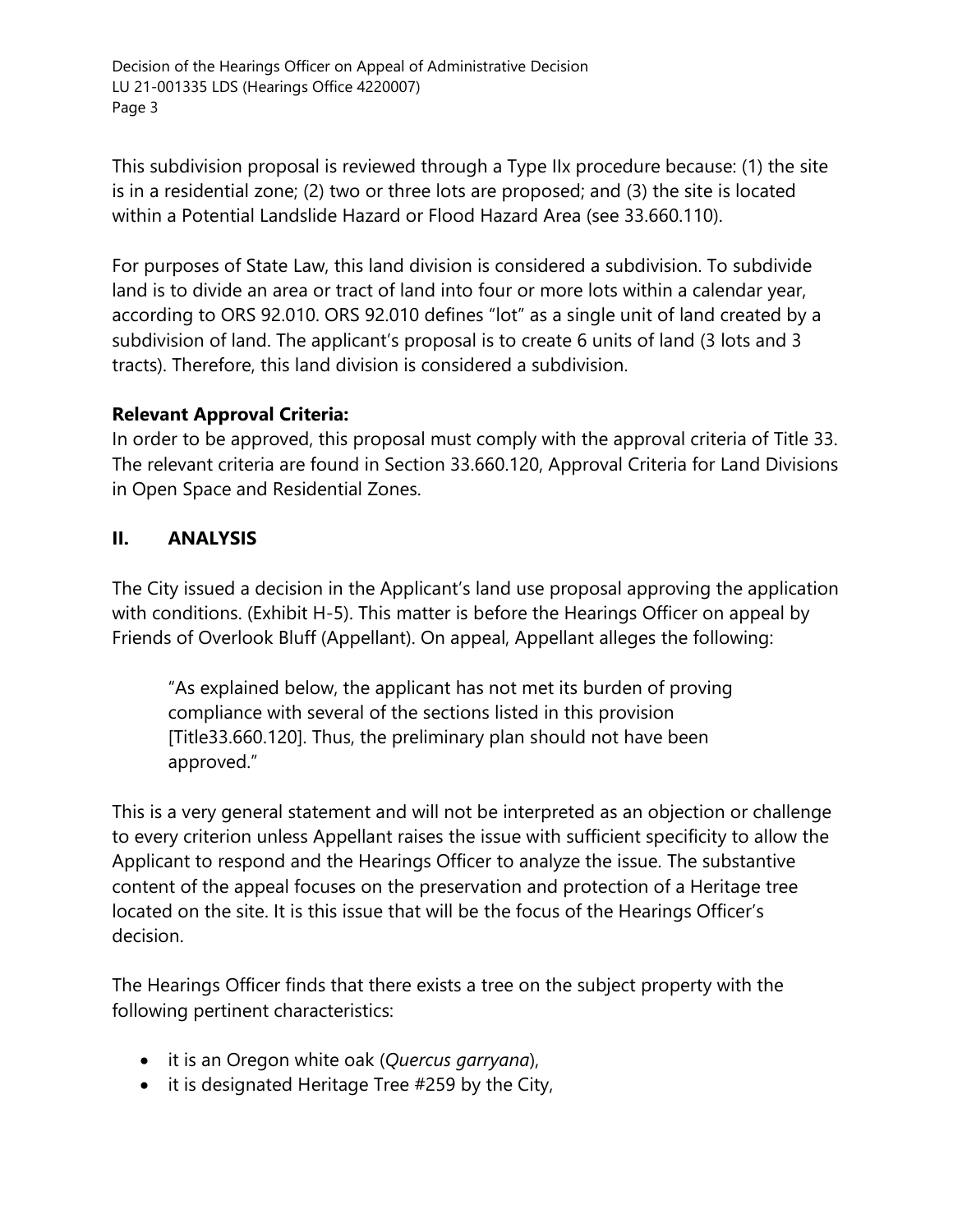This subdivision proposal is reviewed through a Type IIx procedure because: (1) the site is in a residential zone; (2) two or three lots are proposed; and (3) the site is located within a Potential Landslide Hazard or Flood Hazard Area (see 33.660.110).

For purposes of State Law, this land division is considered a subdivision. To subdivide land is to divide an area or tract of land into four or more lots within a calendar year, according to ORS 92.010. ORS 92.010 defines "lot" as a single unit of land created by a subdivision of land. The applicant's proposal is to create 6 units of land (3 lots and 3 tracts). Therefore, this land division is considered a subdivision.

**Relevant Approval Criteria:**
In order to be approved, this proposal must comply with the approval criteria of Title 33. The relevant criteria are found in Section 33.660.120, Approval Criteria for Land Divisions in Open Space and Residential Zones.

## II. ANALYSIS

The City issued a decision in the Applicant's land use proposal approving the application with conditions. (Exhibit H-5). This matter is before the Hearings Officer on appeal by Friends of Overlook Bluff (Appellant). On appeal, Appellant alleges the following:

> "As explained below, the applicant has not met its burden of proving compliance with several of the sections listed in this provision [Title33.660.120]. Thus, the preliminary plan should not have been approved."

This is a very general statement and will not be interpreted as an objection or challenge to every criterion unless Appellant raises the issue with sufficient specificity to allow the Applicant to respond and the Hearings Officer to analyze the issue. The substantive content of the appeal focuses on the preservation and protection of a Heritage tree located on the site. It is this issue that will be the focus of the Hearings Officer's decision.

The Hearings Officer finds that there exists a tree on the subject property with the following pertinent characteristics:

- it is an Oregon white oak (*Quercus garryana*),
- it is designated Heritage Tree #259 by the City,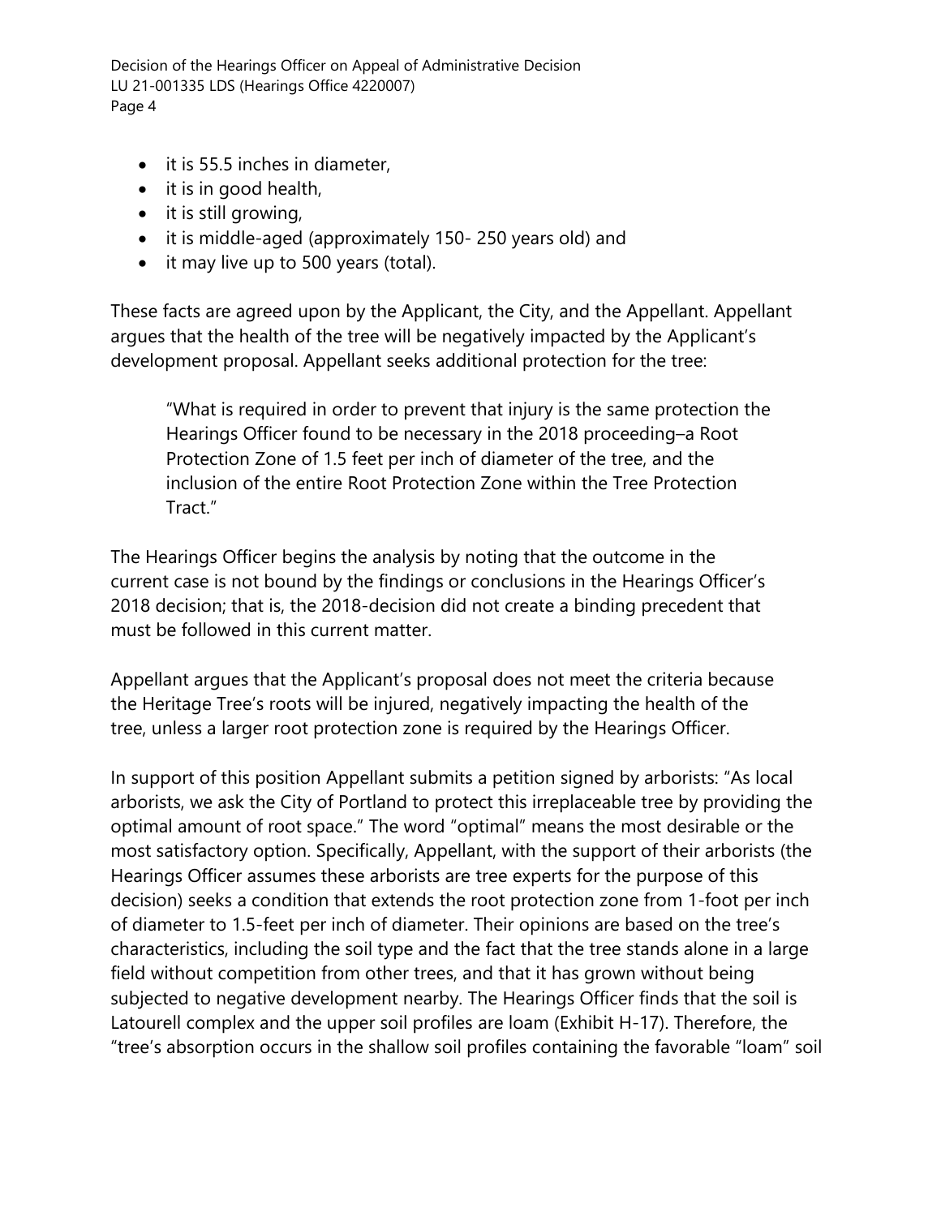- it is 55.5 inches in diameter,
- it is in good health,
- it is still growing,
- it is middle-aged (approximately 150- 250 years old) and
- it may live up to 500 years (total).

These facts are agreed upon by the Applicant, the City, and the Appellant. Appellant argues that the health of the tree will be negatively impacted by the Applicant's development proposal. Appellant seeks additional protection for the tree:

> "What is required in order to prevent that injury is the same protection the Hearings Officer found to be necessary in the 2018 proceeding–a Root Protection Zone of 1.5 feet per inch of diameter of the tree, and the inclusion of the entire Root Protection Zone within the Tree Protection Tract."

The Hearings Officer begins the analysis by noting that the outcome in the current case is not bound by the findings or conclusions in the Hearings Officer's 2018 decision; that is, the 2018-decision did not create a binding precedent that must be followed in this current matter.

Appellant argues that the Applicant's proposal does not meet the criteria because the Heritage Tree's roots will be injured, negatively impacting the health of the tree, unless a larger root protection zone is required by the Hearings Officer.

In support of this position Appellant submits a petition signed by arborists: "As local arborists, we ask the City of Portland to protect this irreplaceable tree by providing the optimal amount of root space." The word "optimal" means the most desirable or the most satisfactory option. Specifically, Appellant, with the support of their arborists (the Hearings Officer assumes these arborists are tree experts for the purpose of this decision) seeks a condition that extends the root protection zone from 1-foot per inch of diameter to 1.5-feet per inch of diameter. Their opinions are based on the tree's characteristics, including the soil type and the fact that the tree stands alone in a large field without competition from other trees, and that it has grown without being subjected to negative development nearby. The Hearings Officer finds that the soil is Latourell complex and the upper soil profiles are loam (Exhibit H-17). Therefore, the "tree's absorption occurs in the shallow soil profiles containing the favorable "loam" soil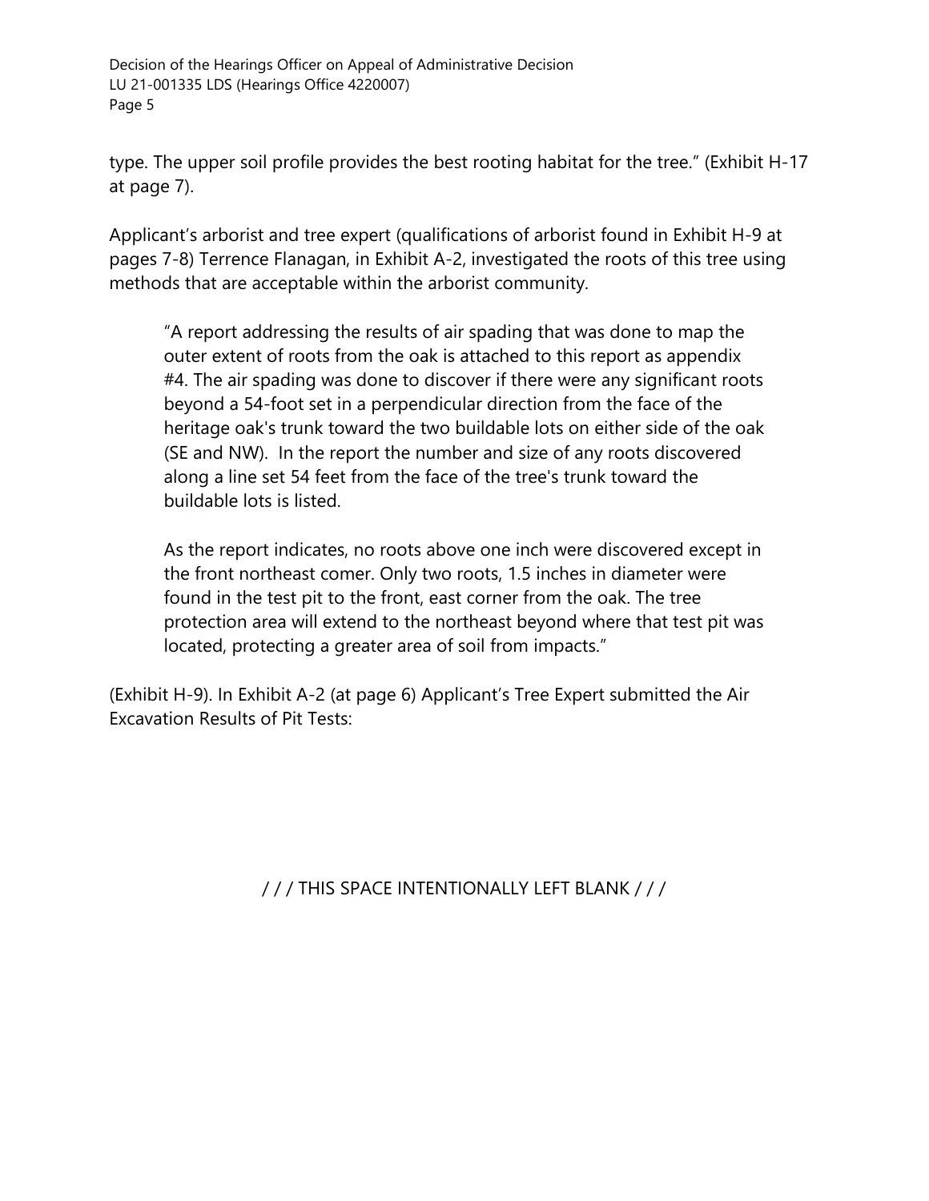type. The upper soil profile provides the best rooting habitat for the tree." (Exhibit H-17 at page 7).

Applicant's arborist and tree expert (qualifications of arborist found in Exhibit H-9 at pages 7-8) Terrence Flanagan, in Exhibit A-2, investigated the roots of this tree using methods that are acceptable within the arborist community.

> "A report addressing the results of air spading that was done to map the outer extent of roots from the oak is attached to this report as appendix #4. The air spading was done to discover if there were any significant roots beyond a 54-foot set in a perpendicular direction from the face of the heritage oak's trunk toward the two buildable lots on either side of the oak (SE and NW). In the report the number and size of any roots discovered along a line set 54 feet from the face of the tree's trunk toward the buildable lots is listed.
>
> As the report indicates, no roots above one inch were discovered except in the front northeast comer. Only two roots, 1.5 inches in diameter were found in the test pit to the front, east corner from the oak. The tree protection area will extend to the northeast beyond where that test pit was located, protecting a greater area of soil from impacts."

(Exhibit H-9). In Exhibit A-2 (at page 6) Applicant's Tree Expert submitted the Air Excavation Results of Pit Tests:

/ / / THIS SPACE INTENTIONALLY LEFT BLANK / / /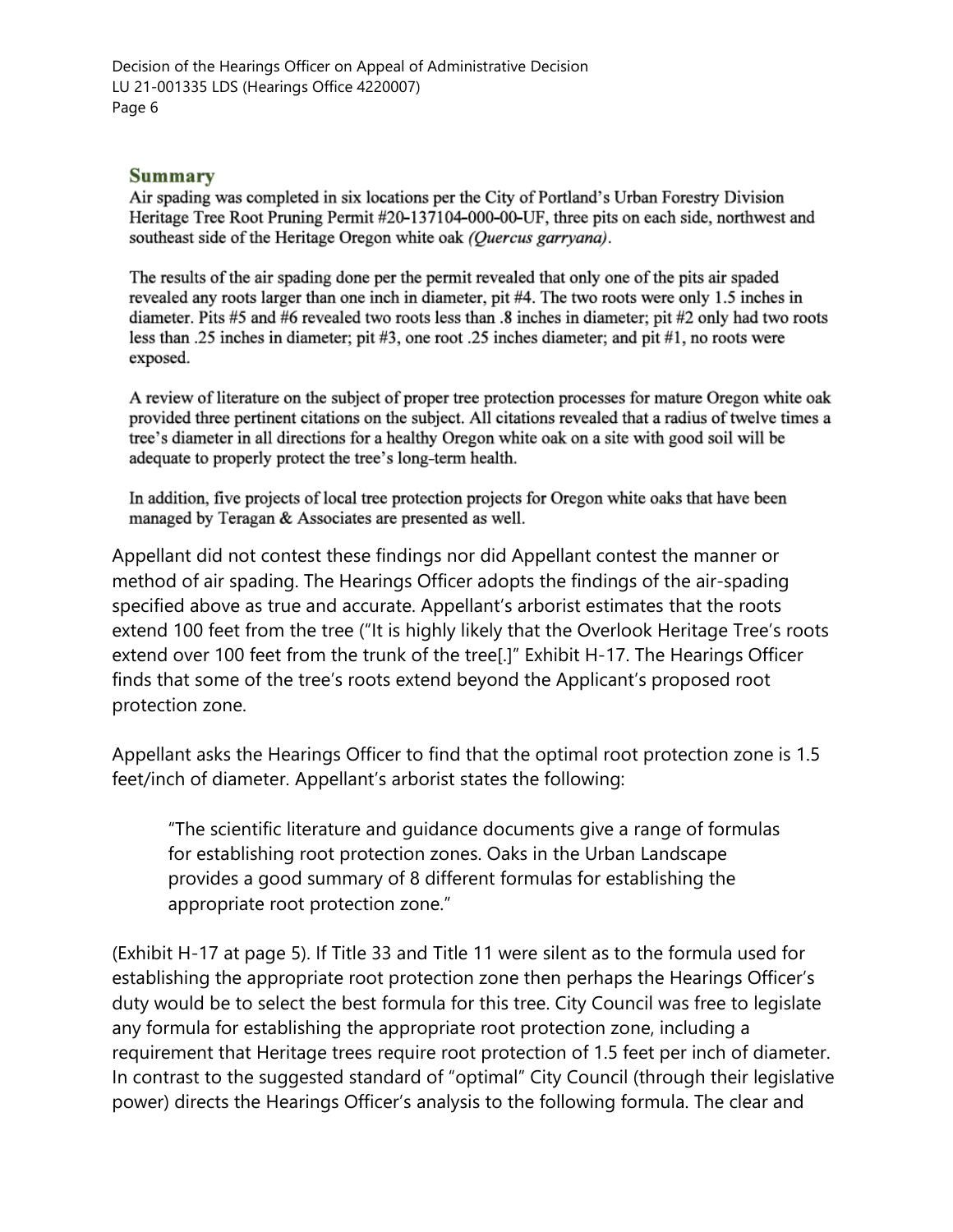## Summary

Air spading was completed in six locations per the City of Portland's Urban Forestry Division Heritage Tree Root Pruning Permit #20-137104-000-00-UF, three pits on each side, northwest and southeast side of the Heritage Oregon white oak *(Quercus garryana)*.

The results of the air spading done per the permit revealed that only one of the pits air spaded revealed any roots larger than one inch in diameter, pit #4. The two roots were only 1.5 inches in diameter. Pits #5 and #6 revealed two roots less than .8 inches in diameter; pit #2 only had two roots less than .25 inches in diameter; pit #3, one root .25 inches diameter; and pit #1, no roots were exposed.

A review of literature on the subject of proper tree protection processes for mature Oregon white oak provided three pertinent citations on the subject. All citations revealed that a radius of twelve times a tree's diameter in all directions for a healthy Oregon white oak on a site with good soil will be adequate to properly protect the tree's long-term health.

In addition, five projects of local tree protection projects for Oregon white oaks that have been managed by Teragan & Associates are presented as well.

Appellant did not contest these findings nor did Appellant contest the manner or method of air spading. The Hearings Officer adopts the findings of the air-spading specified above as true and accurate. Appellant's arborist estimates that the roots extend 100 feet from the tree ("It is highly likely that the Overlook Heritage Tree's roots extend over 100 feet from the trunk of the tree[.]" Exhibit H-17. The Hearings Officer finds that some of the tree's roots extend beyond the Applicant's proposed root protection zone.

Appellant asks the Hearings Officer to find that the optimal root protection zone is 1.5 feet/inch of diameter. Appellant's arborist states the following:

> "The scientific literature and guidance documents give a range of formulas for establishing root protection zones. Oaks in the Urban Landscape provides a good summary of 8 different formulas for establishing the appropriate root protection zone."

(Exhibit H-17 at page 5). If Title 33 and Title 11 were silent as to the formula used for establishing the appropriate root protection zone then perhaps the Hearings Officer's duty would be to select the best formula for this tree. City Council was free to legislate any formula for establishing the appropriate root protection zone, including a requirement that Heritage trees require root protection of 1.5 feet per inch of diameter. In contrast to the suggested standard of "optimal" City Council (through their legislative power) directs the Hearings Officer's analysis to the following formula. The clear and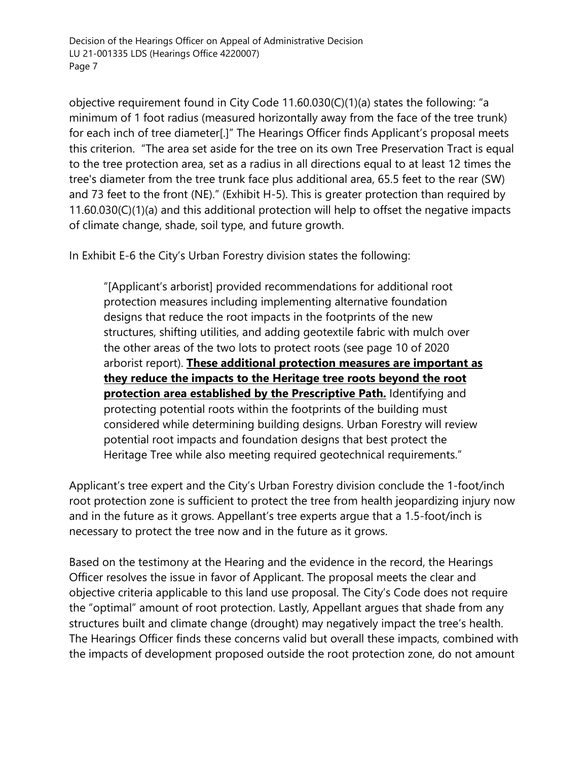objective requirement found in City Code 11.60.030(C)(1)(a) states the following: "a minimum of 1 foot radius (measured horizontally away from the face of the tree trunk) for each inch of tree diameter[.]" The Hearings Officer finds Applicant's proposal meets this criterion. "The area set aside for the tree on its own Tree Preservation Tract is equal to the tree protection area, set as a radius in all directions equal to at least 12 times the tree's diameter from the tree trunk face plus additional area, 65.5 feet to the rear (SW) and 73 feet to the front (NE)." (Exhibit H-5). This is greater protection than required by 11.60.030(C)(1)(a) and this additional protection will help to offset the negative impacts of climate change, shade, soil type, and future growth.

In Exhibit E-6 the City's Urban Forestry division states the following:

> "[Applicant's arborist] provided recommendations for additional root protection measures including implementing alternative foundation designs that reduce the root impacts in the footprints of the new structures, shifting utilities, and adding geotextile fabric with mulch over the other areas of the two lots to protect roots (see page 10 of 2020 arborist report). <u>**These additional protection measures are important as they reduce the impacts to the Heritage tree roots beyond the root protection area established by the Prescriptive Path.**</u> Identifying and protecting potential roots within the footprints of the building must considered while determining building designs. Urban Forestry will review potential root impacts and foundation designs that best protect the Heritage Tree while also meeting required geotechnical requirements."

Applicant's tree expert and the City's Urban Forestry division conclude the 1-foot/inch root protection zone is sufficient to protect the tree from health jeopardizing injury now and in the future as it grows. Appellant's tree experts argue that a 1.5-foot/inch is necessary to protect the tree now and in the future as it grows.

Based on the testimony at the Hearing and the evidence in the record, the Hearings Officer resolves the issue in favor of Applicant. The proposal meets the clear and objective criteria applicable to this land use proposal. The City's Code does not require the "optimal" amount of root protection. Lastly, Appellant argues that shade from any structures built and climate change (drought) may negatively impact the tree's health. The Hearings Officer finds these concerns valid but overall these impacts, combined with the impacts of development proposed outside the root protection zone, do not amount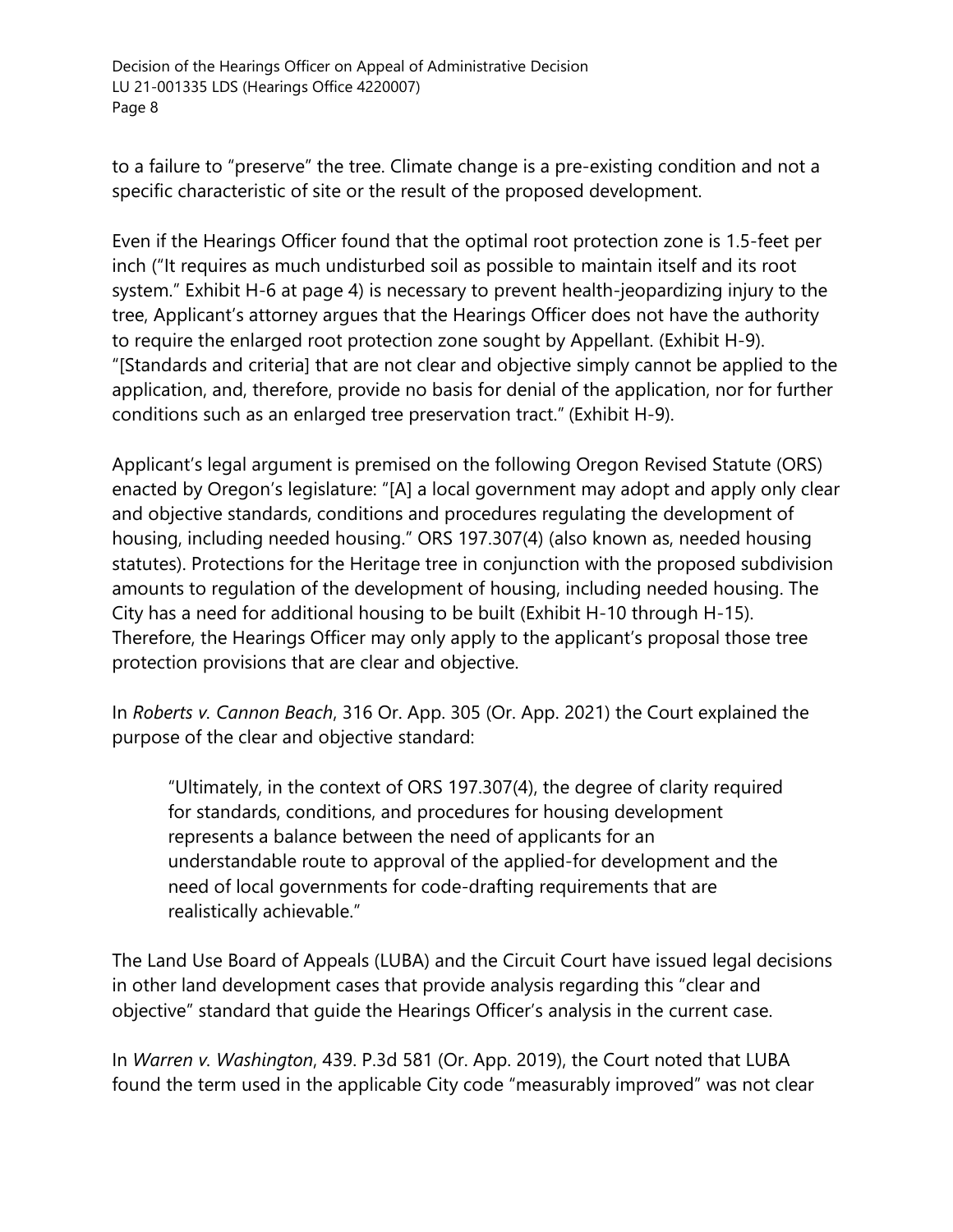to a failure to "preserve" the tree. Climate change is a pre-existing condition and not a specific characteristic of site or the result of the proposed development.

Even if the Hearings Officer found that the optimal root protection zone is 1.5-feet per inch ("It requires as much undisturbed soil as possible to maintain itself and its root system." Exhibit H-6 at page 4) is necessary to prevent health-jeopardizing injury to the tree, Applicant's attorney argues that the Hearings Officer does not have the authority to require the enlarged root protection zone sought by Appellant. (Exhibit H-9). "[Standards and criteria] that are not clear and objective simply cannot be applied to the application, and, therefore, provide no basis for denial of the application, nor for further conditions such as an enlarged tree preservation tract." (Exhibit H-9).

Applicant's legal argument is premised on the following Oregon Revised Statute (ORS) enacted by Oregon's legislature: "[A] a local government may adopt and apply only clear and objective standards, conditions and procedures regulating the development of housing, including needed housing." ORS 197.307(4) (also known as, needed housing statutes). Protections for the Heritage tree in conjunction with the proposed subdivision amounts to regulation of the development of housing, including needed housing. The City has a need for additional housing to be built (Exhibit H-10 through H-15). Therefore, the Hearings Officer may only apply to the applicant's proposal those tree protection provisions that are clear and objective.

In *Roberts v. Cannon Beach*, 316 Or. App. 305 (Or. App. 2021) the Court explained the purpose of the clear and objective standard:

> "Ultimately, in the context of ORS 197.307(4), the degree of clarity required for standards, conditions, and procedures for housing development represents a balance between the need of applicants for an understandable route to approval of the applied-for development and the need of local governments for code-drafting requirements that are realistically achievable."

The Land Use Board of Appeals (LUBA) and the Circuit Court have issued legal decisions in other land development cases that provide analysis regarding this "clear and objective" standard that guide the Hearings Officer's analysis in the current case.

In *Warren v. Washington*, 439. P.3d 581 (Or. App. 2019), the Court noted that LUBA found the term used in the applicable City code "measurably improved" was not clear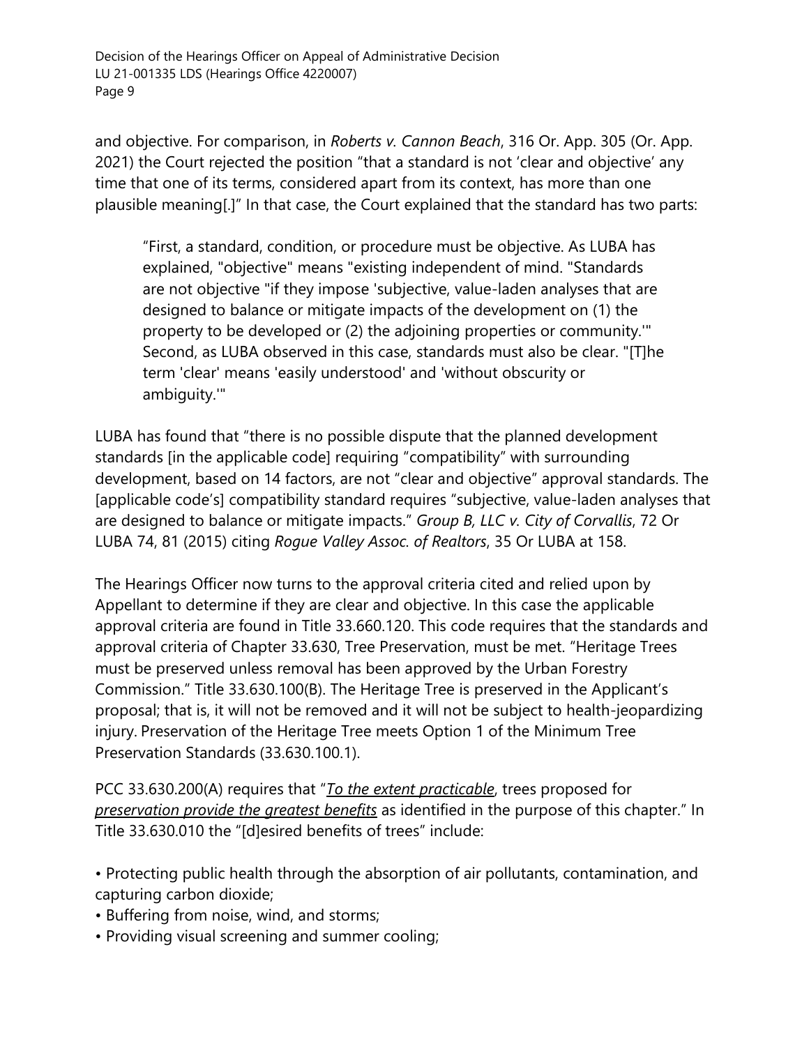and objective. For comparison, in *Roberts v. Cannon Beach*, 316 Or. App. 305 (Or. App. 2021) the Court rejected the position "that a standard is not 'clear and objective' any time that one of its terms, considered apart from its context, has more than one plausible meaning[.]" In that case, the Court explained that the standard has two parts:

> "First, a standard, condition, or procedure must be objective. As LUBA has explained, "objective" means "existing independent of mind. "Standards are not objective "if they impose 'subjective, value-laden analyses that are designed to balance or mitigate impacts of the development on (1) the property to be developed or (2) the adjoining properties or community.'" Second, as LUBA observed in this case, standards must also be clear. "[T]he term 'clear' means 'easily understood' and 'without obscurity or ambiguity.'"

LUBA has found that "there is no possible dispute that the planned development standards [in the applicable code] requiring "compatibility" with surrounding development, based on 14 factors, are not "clear and objective" approval standards. The [applicable code's] compatibility standard requires "subjective, value-laden analyses that are designed to balance or mitigate impacts." *Group B, LLC v. City of Corvallis*, 72 Or LUBA 74, 81 (2015) citing *Rogue Valley Assoc. of Realtors*, 35 Or LUBA at 158.

The Hearings Officer now turns to the approval criteria cited and relied upon by Appellant to determine if they are clear and objective. In this case the applicable approval criteria are found in Title 33.660.120. This code requires that the standards and approval criteria of Chapter 33.630, Tree Preservation, must be met. "Heritage Trees must be preserved unless removal has been approved by the Urban Forestry Commission." Title 33.630.100(B). The Heritage Tree is preserved in the Applicant's proposal; that is, it will not be removed and it will not be subject to health-jeopardizing injury. Preservation of the Heritage Tree meets Option 1 of the Minimum Tree Preservation Standards (33.630.100.1).

PCC 33.630.200(A) requires that "***<u>To the extent practicable</u>***, trees proposed for ***<u>preservation provide the greatest benefits</u>*** as identified in the purpose of this chapter." In Title 33.630.010 the "[d]esired benefits of trees" include:

- Protecting public health through the absorption of air pollutants, contamination, and capturing carbon dioxide;
- Buffering from noise, wind, and storms;
- Providing visual screening and summer cooling;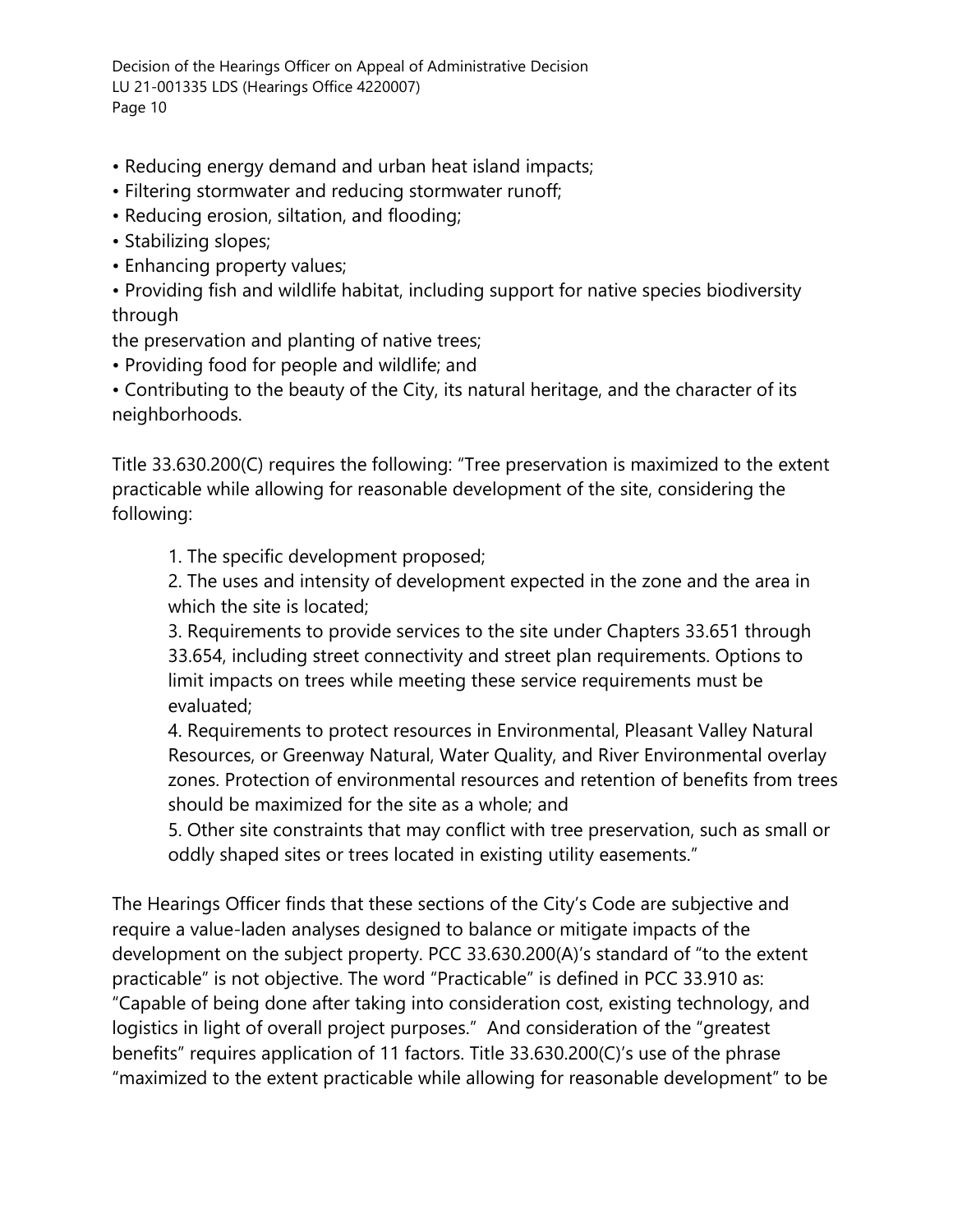- Reducing energy demand and urban heat island impacts;
- Filtering stormwater and reducing stormwater runoff;
- Reducing erosion, siltation, and flooding;
- Stabilizing slopes;
- Enhancing property values;
- Providing fish and wildlife habitat, including support for native species biodiversity through
the preservation and planting of native trees;
- Providing food for people and wildlife; and
- Contributing to the beauty of the City, its natural heritage, and the character of its neighborhoods.

Title 33.630.200(C) requires the following: "Tree preservation is maximized to the extent practicable while allowing for reasonable development of the site, considering the following:

> 1. The specific development proposed;
> 2. The uses and intensity of development expected in the zone and the area in which the site is located;
> 3. Requirements to provide services to the site under Chapters 33.651 through 33.654, including street connectivity and street plan requirements. Options to limit impacts on trees while meeting these service requirements must be evaluated;
> 4. Requirements to protect resources in Environmental, Pleasant Valley Natural Resources, or Greenway Natural, Water Quality, and River Environmental overlay zones. Protection of environmental resources and retention of benefits from trees should be maximized for the site as a whole; and
> 5. Other site constraints that may conflict with tree preservation, such as small or oddly shaped sites or trees located in existing utility easements."

The Hearings Officer finds that these sections of the City's Code are subjective and require a value-laden analyses designed to balance or mitigate impacts of the development on the subject property. PCC 33.630.200(A)'s standard of "to the extent practicable" is not objective. The word "Practicable" is defined in PCC 33.910 as: "Capable of being done after taking into consideration cost, existing technology, and logistics in light of overall project purposes." And consideration of the "greatest benefits" requires application of 11 factors. Title 33.630.200(C)'s use of the phrase "maximized to the extent practicable while allowing for reasonable development" to be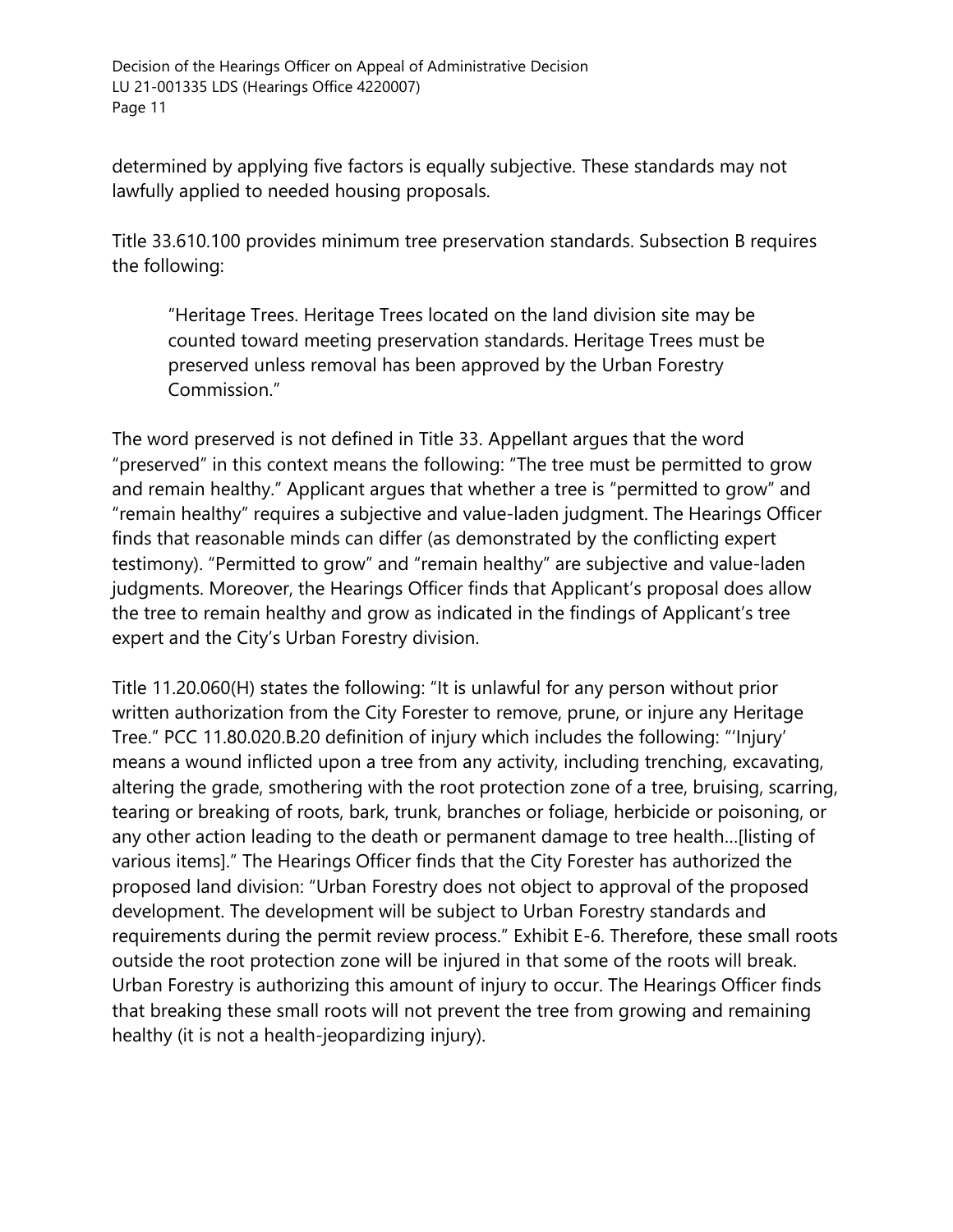determined by applying five factors is equally subjective. These standards may not lawfully applied to needed housing proposals.

Title 33.610.100 provides minimum tree preservation standards. Subsection B requires the following:

> "Heritage Trees. Heritage Trees located on the land division site may be counted toward meeting preservation standards. Heritage Trees must be preserved unless removal has been approved by the Urban Forestry Commission."

The word preserved is not defined in Title 33. Appellant argues that the word "preserved" in this context means the following: "The tree must be permitted to grow and remain healthy." Applicant argues that whether a tree is "permitted to grow" and "remain healthy" requires a subjective and value-laden judgment. The Hearings Officer finds that reasonable minds can differ (as demonstrated by the conflicting expert testimony). "Permitted to grow" and "remain healthy" are subjective and value-laden judgments. Moreover, the Hearings Officer finds that Applicant's proposal does allow the tree to remain healthy and grow as indicated in the findings of Applicant's tree expert and the City's Urban Forestry division.

Title 11.20.060(H) states the following: "It is unlawful for any person without prior written authorization from the City Forester to remove, prune, or injure any Heritage Tree." PCC 11.80.020.B.20 definition of injury which includes the following: "'Injury' means a wound inflicted upon a tree from any activity, including trenching, excavating, altering the grade, smothering with the root protection zone of a tree, bruising, scarring, tearing or breaking of roots, bark, trunk, branches or foliage, herbicide or poisoning, or any other action leading to the death or permanent damage to tree health…[listing of various items]." The Hearings Officer finds that the City Forester has authorized the proposed land division: "Urban Forestry does not object to approval of the proposed development. The development will be subject to Urban Forestry standards and requirements during the permit review process." Exhibit E-6. Therefore, these small roots outside the root protection zone will be injured in that some of the roots will break. Urban Forestry is authorizing this amount of injury to occur. The Hearings Officer finds that breaking these small roots will not prevent the tree from growing and remaining healthy (it is not a health-jeopardizing injury).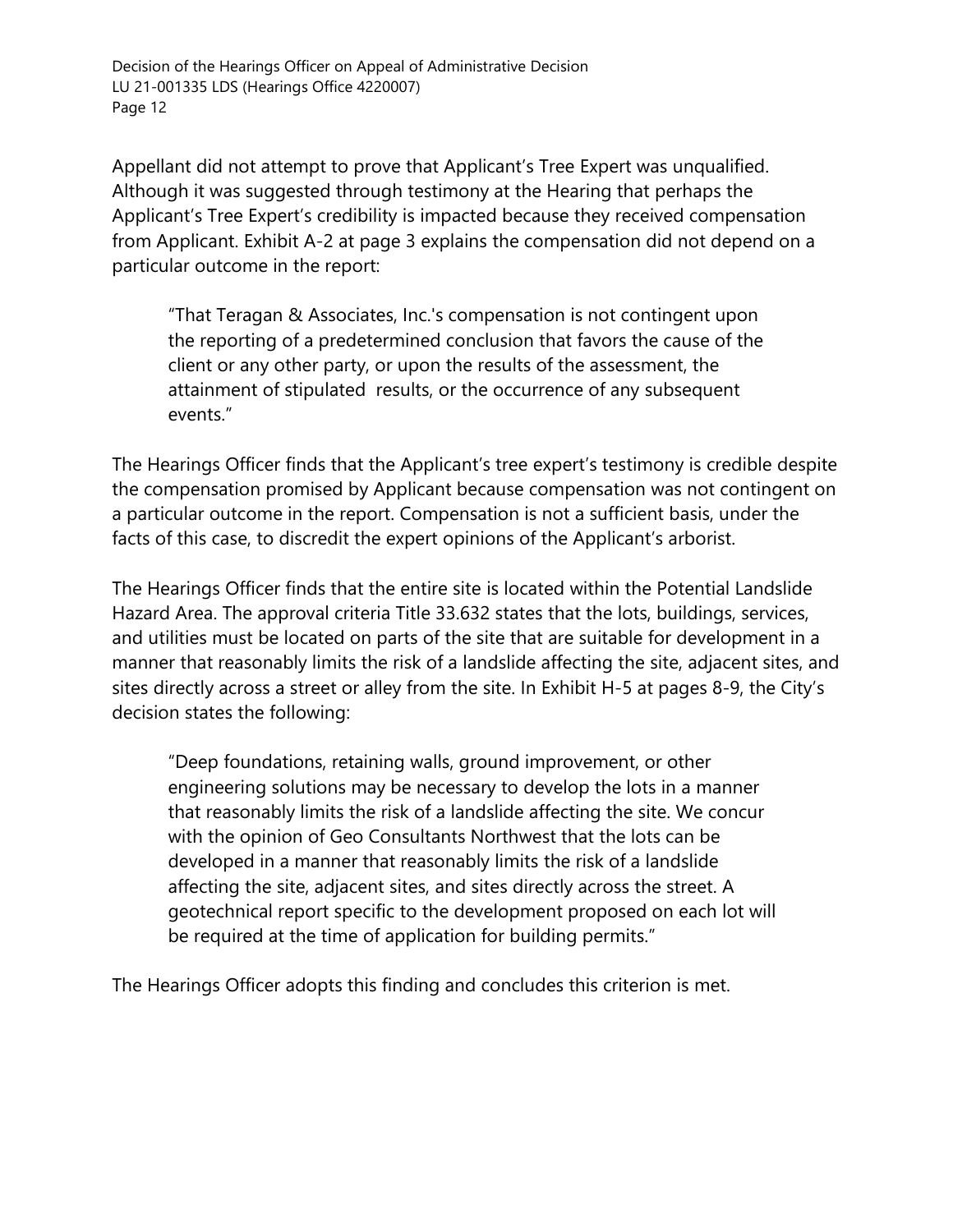Appellant did not attempt to prove that Applicant's Tree Expert was unqualified. Although it was suggested through testimony at the Hearing that perhaps the Applicant's Tree Expert's credibility is impacted because they received compensation from Applicant. Exhibit A-2 at page 3 explains the compensation did not depend on a particular outcome in the report:

> "That Teragan & Associates, Inc.'s compensation is not contingent upon the reporting of a predetermined conclusion that favors the cause of the client or any other party, or upon the results of the assessment, the attainment of stipulated results, or the occurrence of any subsequent events."

The Hearings Officer finds that the Applicant's tree expert's testimony is credible despite the compensation promised by Applicant because compensation was not contingent on a particular outcome in the report. Compensation is not a sufficient basis, under the facts of this case, to discredit the expert opinions of the Applicant's arborist.

The Hearings Officer finds that the entire site is located within the Potential Landslide Hazard Area. The approval criteria Title 33.632 states that the lots, buildings, services, and utilities must be located on parts of the site that are suitable for development in a manner that reasonably limits the risk of a landslide affecting the site, adjacent sites, and sites directly across a street or alley from the site. In Exhibit H-5 at pages 8-9, the City's decision states the following:

> "Deep foundations, retaining walls, ground improvement, or other engineering solutions may be necessary to develop the lots in a manner that reasonably limits the risk of a landslide affecting the site. We concur with the opinion of Geo Consultants Northwest that the lots can be developed in a manner that reasonably limits the risk of a landslide affecting the site, adjacent sites, and sites directly across the street. A geotechnical report specific to the development proposed on each lot will be required at the time of application for building permits."

The Hearings Officer adopts this finding and concludes this criterion is met.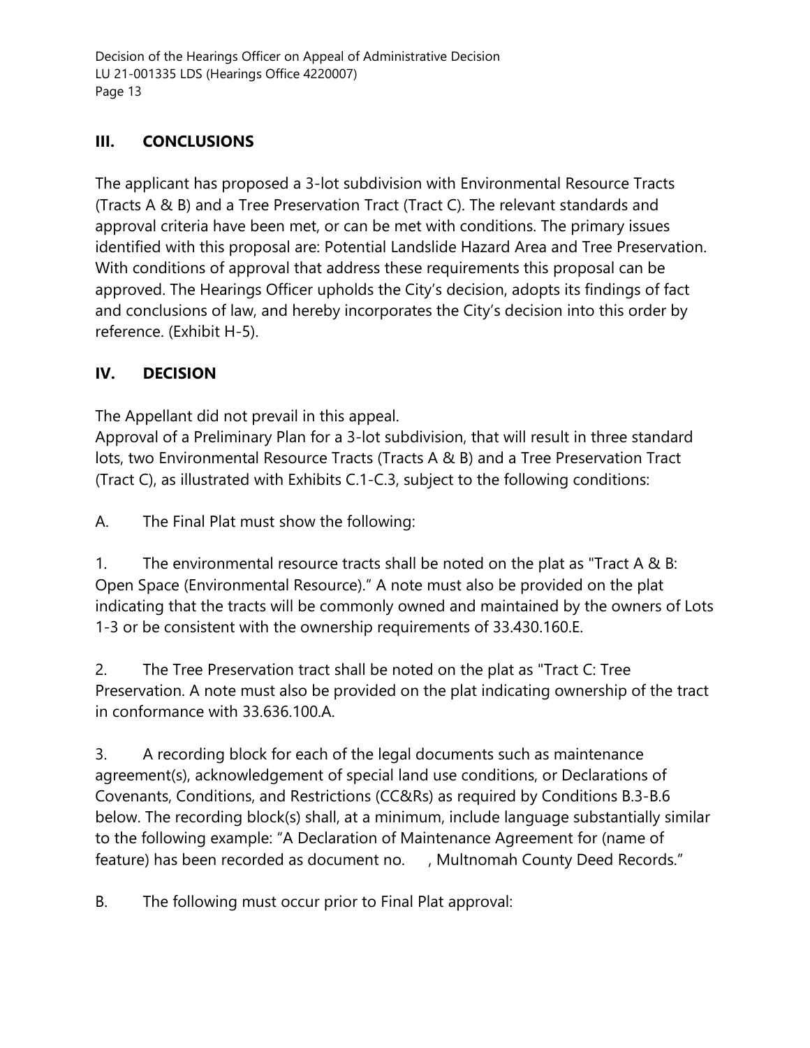## III. CONCLUSIONS

The applicant has proposed a 3-lot subdivision with Environmental Resource Tracts (Tracts A & B) and a Tree Preservation Tract (Tract C). The relevant standards and approval criteria have been met, or can be met with conditions. The primary issues identified with this proposal are: Potential Landslide Hazard Area and Tree Preservation. With conditions of approval that address these requirements this proposal can be approved. The Hearings Officer upholds the City's decision, adopts its findings of fact and conclusions of law, and hereby incorporates the City's decision into this order by reference. (Exhibit H-5).

## IV. DECISION

The Appellant did not prevail in this appeal.

Approval of a Preliminary Plan for a 3-lot subdivision, that will result in three standard lots, two Environmental Resource Tracts (Tracts A & B) and a Tree Preservation Tract (Tract C), as illustrated with Exhibits C.1-C.3, subject to the following conditions:

A. The Final Plat must show the following:

1. The environmental resource tracts shall be noted on the plat as "Tract A & B: Open Space (Environmental Resource)." A note must also be provided on the plat indicating that the tracts will be commonly owned and maintained by the owners of Lots 1-3 or be consistent with the ownership requirements of 33.430.160.E.

2. The Tree Preservation tract shall be noted on the plat as "Tract C: Tree Preservation. A note must also be provided on the plat indicating ownership of the tract in conformance with 33.636.100.A.

3. A recording block for each of the legal documents such as maintenance agreement(s), acknowledgement of special land use conditions, or Declarations of Covenants, Conditions, and Restrictions (CC&Rs) as required by Conditions B.3-B.6 below. The recording block(s) shall, at a minimum, include language substantially similar to the following example: "A Declaration of Maintenance Agreement for (name of feature) has been recorded as document no. , Multnomah County Deed Records."

B. The following must occur prior to Final Plat approval: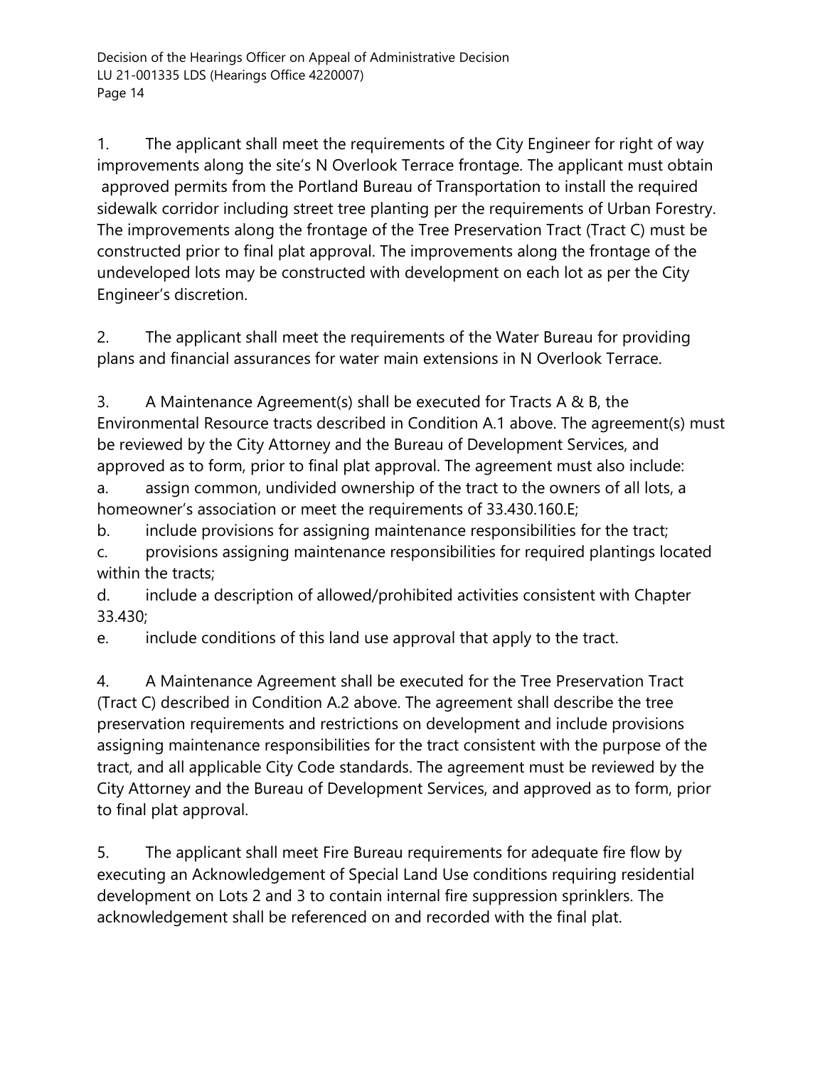1. The applicant shall meet the requirements of the City Engineer for right of way improvements along the site's N Overlook Terrace frontage. The applicant must obtain approved permits from the Portland Bureau of Transportation to install the required sidewalk corridor including street tree planting per the requirements of Urban Forestry. The improvements along the frontage of the Tree Preservation Tract (Tract C) must be constructed prior to final plat approval. The improvements along the frontage of the undeveloped lots may be constructed with development on each lot as per the City Engineer's discretion.

2. The applicant shall meet the requirements of the Water Bureau for providing plans and financial assurances for water main extensions in N Overlook Terrace.

3. A Maintenance Agreement(s) shall be executed for Tracts A & B, the Environmental Resource tracts described in Condition A.1 above. The agreement(s) must be reviewed by the City Attorney and the Bureau of Development Services, and approved as to form, prior to final plat approval. The agreement must also include:
   a. assign common, undivided ownership of the tract to the owners of all lots, a homeowner's association or meet the requirements of 33.430.160.E;
   b. include provisions for assigning maintenance responsibilities for the tract;
   c. provisions assigning maintenance responsibilities for required plantings located within the tracts;
   d. include a description of allowed/prohibited activities consistent with Chapter 33.430;
   e. include conditions of this land use approval that apply to the tract.

4. A Maintenance Agreement shall be executed for the Tree Preservation Tract (Tract C) described in Condition A.2 above. The agreement shall describe the tree preservation requirements and restrictions on development and include provisions assigning maintenance responsibilities for the tract consistent with the purpose of the tract, and all applicable City Code standards. The agreement must be reviewed by the City Attorney and the Bureau of Development Services, and approved as to form, prior to final plat approval.

5. The applicant shall meet Fire Bureau requirements for adequate fire flow by executing an Acknowledgement of Special Land Use conditions requiring residential development on Lots 2 and 3 to contain internal fire suppression sprinklers. The acknowledgement shall be referenced on and recorded with the final plat.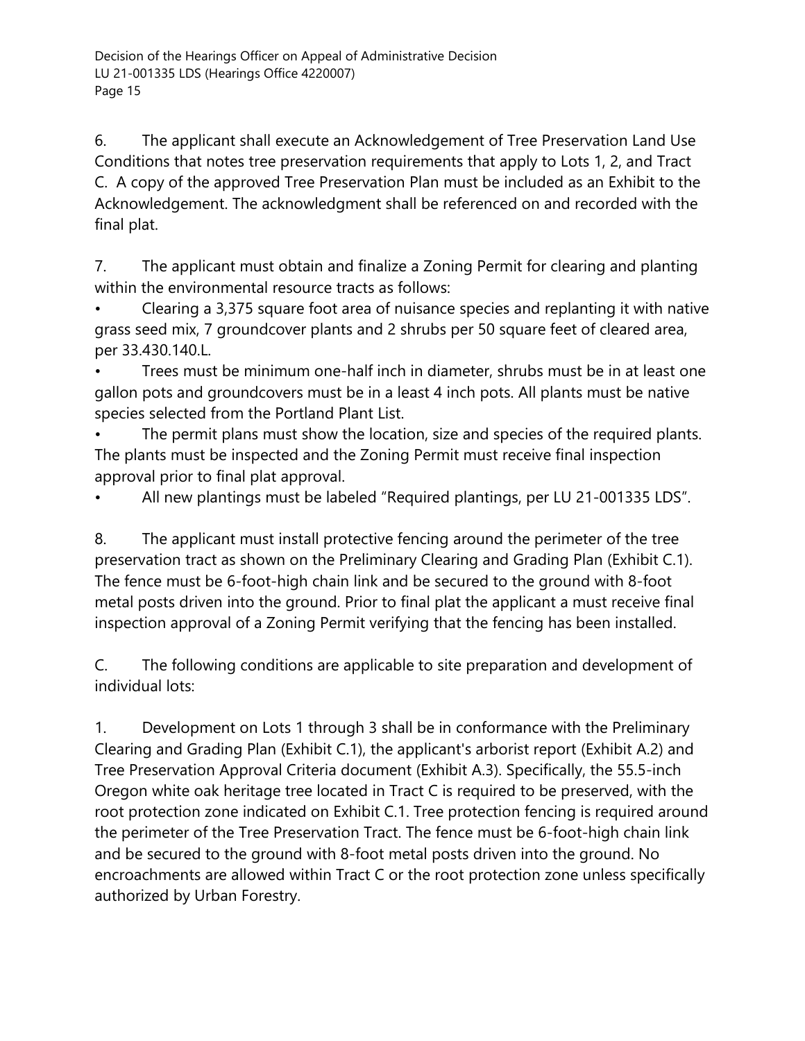6. The applicant shall execute an Acknowledgement of Tree Preservation Land Use Conditions that notes tree preservation requirements that apply to Lots 1, 2, and Tract C. A copy of the approved Tree Preservation Plan must be included as an Exhibit to the Acknowledgement. The acknowledgment shall be referenced on and recorded with the final plat.

7. The applicant must obtain and finalize a Zoning Permit for clearing and planting within the environmental resource tracts as follows:

- Clearing a 3,375 square foot area of nuisance species and replanting it with native grass seed mix, 7 groundcover plants and 2 shrubs per 50 square feet of cleared area, per 33.430.140.L.
- Trees must be minimum one-half inch in diameter, shrubs must be in at least one gallon pots and groundcovers must be in a least 4 inch pots. All plants must be native species selected from the Portland Plant List.
- The permit plans must show the location, size and species of the required plants. The plants must be inspected and the Zoning Permit must receive final inspection approval prior to final plat approval.
- All new plantings must be labeled "Required plantings, per LU 21-001335 LDS".

8. The applicant must install protective fencing around the perimeter of the tree preservation tract as shown on the Preliminary Clearing and Grading Plan (Exhibit C.1). The fence must be 6-foot-high chain link and be secured to the ground with 8-foot metal posts driven into the ground. Prior to final plat the applicant a must receive final inspection approval of a Zoning Permit verifying that the fencing has been installed.

C. The following conditions are applicable to site preparation and development of individual lots:

1. Development on Lots 1 through 3 shall be in conformance with the Preliminary Clearing and Grading Plan (Exhibit C.1), the applicant's arborist report (Exhibit A.2) and Tree Preservation Approval Criteria document (Exhibit A.3). Specifically, the 55.5-inch Oregon white oak heritage tree located in Tract C is required to be preserved, with the root protection zone indicated on Exhibit C.1. Tree protection fencing is required around the perimeter of the Tree Preservation Tract. The fence must be 6-foot-high chain link and be secured to the ground with 8-foot metal posts driven into the ground. No encroachments are allowed within Tract C or the root protection zone unless specifically authorized by Urban Forestry.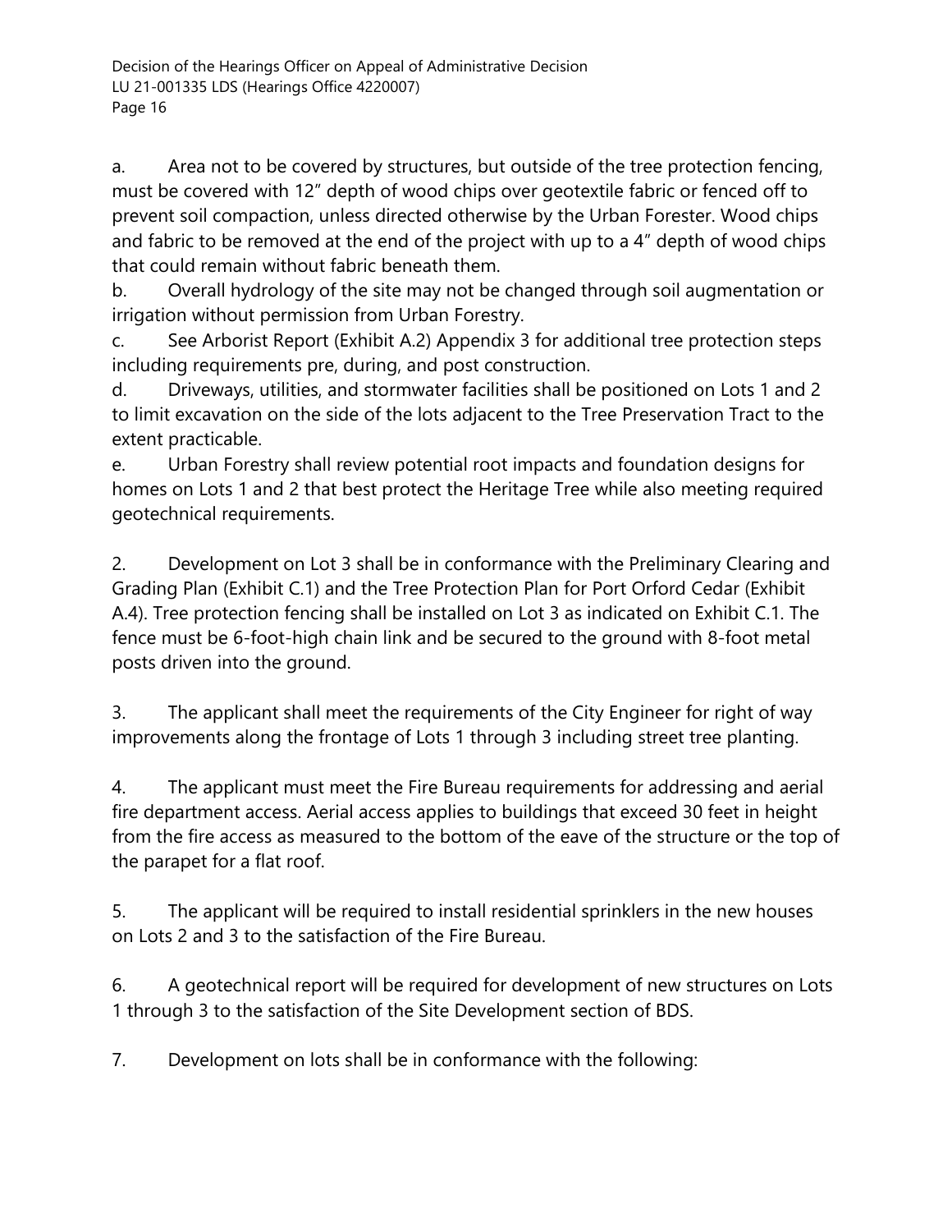a. Area not to be covered by structures, but outside of the tree protection fencing, must be covered with 12" depth of wood chips over geotextile fabric or fenced off to prevent soil compaction, unless directed otherwise by the Urban Forester. Wood chips and fabric to be removed at the end of the project with up to a 4" depth of wood chips that could remain without fabric beneath them.

b. Overall hydrology of the site may not be changed through soil augmentation or irrigation without permission from Urban Forestry.

c. See Arborist Report (Exhibit A.2) Appendix 3 for additional tree protection steps including requirements pre, during, and post construction.

d. Driveways, utilities, and stormwater facilities shall be positioned on Lots 1 and 2 to limit excavation on the side of the lots adjacent to the Tree Preservation Tract to the extent practicable.

e. Urban Forestry shall review potential root impacts and foundation designs for homes on Lots 1 and 2 that best protect the Heritage Tree while also meeting required geotechnical requirements.

2. Development on Lot 3 shall be in conformance with the Preliminary Clearing and Grading Plan (Exhibit C.1) and the Tree Protection Plan for Port Orford Cedar (Exhibit A.4). Tree protection fencing shall be installed on Lot 3 as indicated on Exhibit C.1. The fence must be 6-foot-high chain link and be secured to the ground with 8-foot metal posts driven into the ground.

3. The applicant shall meet the requirements of the City Engineer for right of way improvements along the frontage of Lots 1 through 3 including street tree planting.

4. The applicant must meet the Fire Bureau requirements for addressing and aerial fire department access. Aerial access applies to buildings that exceed 30 feet in height from the fire access as measured to the bottom of the eave of the structure or the top of the parapet for a flat roof.

5. The applicant will be required to install residential sprinklers in the new houses on Lots 2 and 3 to the satisfaction of the Fire Bureau.

6. A geotechnical report will be required for development of new structures on Lots 1 through 3 to the satisfaction of the Site Development section of BDS.

7. Development on lots shall be in conformance with the following: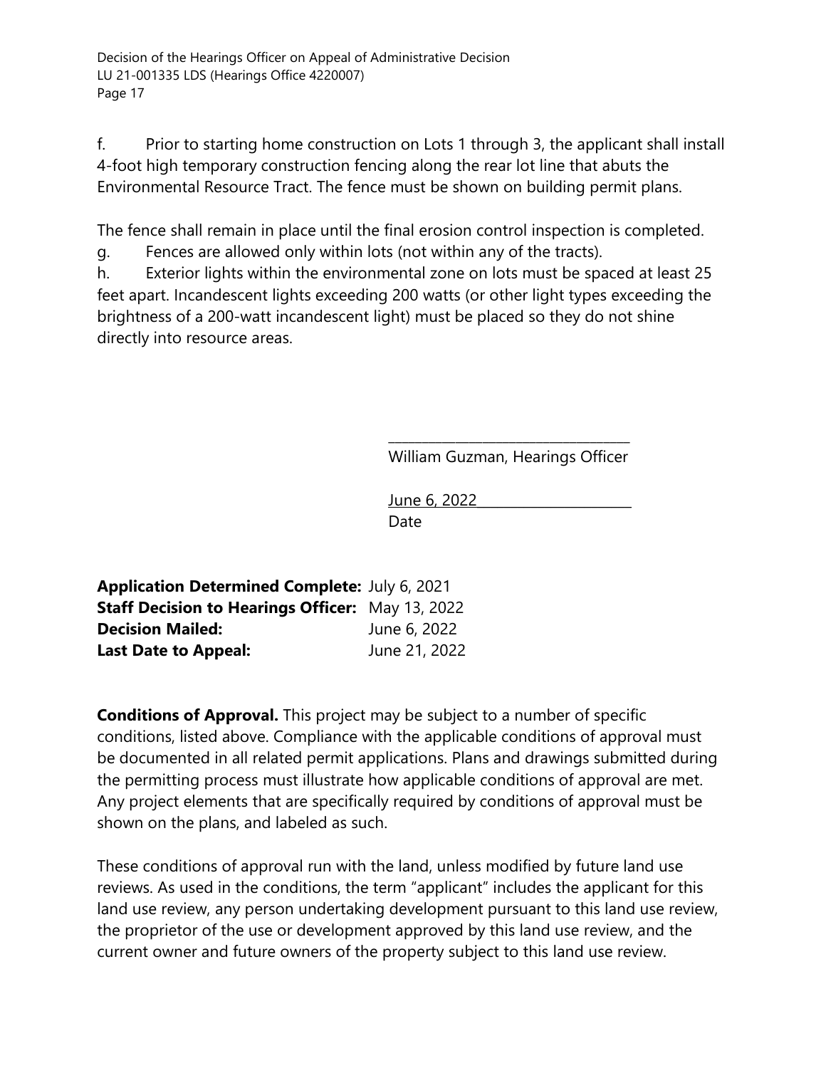f. Prior to starting home construction on Lots 1 through 3, the applicant shall install 4-foot high temporary construction fencing along the rear lot line that abuts the Environmental Resource Tract. The fence must be shown on building permit plans.

The fence shall remain in place until the final erosion control inspection is completed.

g. Fences are allowed only within lots (not within any of the tracts).

h. Exterior lights within the environmental zone on lots must be spaced at least 25 feet apart. Incandescent lights exceeding 200 watts (or other light types exceeding the brightness of a 200-watt incandescent light) must be placed so they do not shine directly into resource areas.

\_\_\_\_\_\_\_\_\_\_\_\_\_\_\_\_\_\_\_\_\_\_\_\_\_\_\_\_\_\_\_\_\_\_
William Guzman, Hearings Officer

June 6, 2022
Date

**Application Determined Complete:** July 6, 2021
**Staff Decision to Hearings Officer:** May 13, 2022
**Decision Mailed:** June 6, 2022
**Last Date to Appeal:** June 21, 2022

**Conditions of Approval.** This project may be subject to a number of specific conditions, listed above. Compliance with the applicable conditions of approval must be documented in all related permit applications. Plans and drawings submitted during the permitting process must illustrate how applicable conditions of approval are met. Any project elements that are specifically required by conditions of approval must be shown on the plans, and labeled as such.

These conditions of approval run with the land, unless modified by future land use reviews. As used in the conditions, the term "applicant" includes the applicant for this land use review, any person undertaking development pursuant to this land use review, the proprietor of the use or development approved by this land use review, and the current owner and future owners of the property subject to this land use review.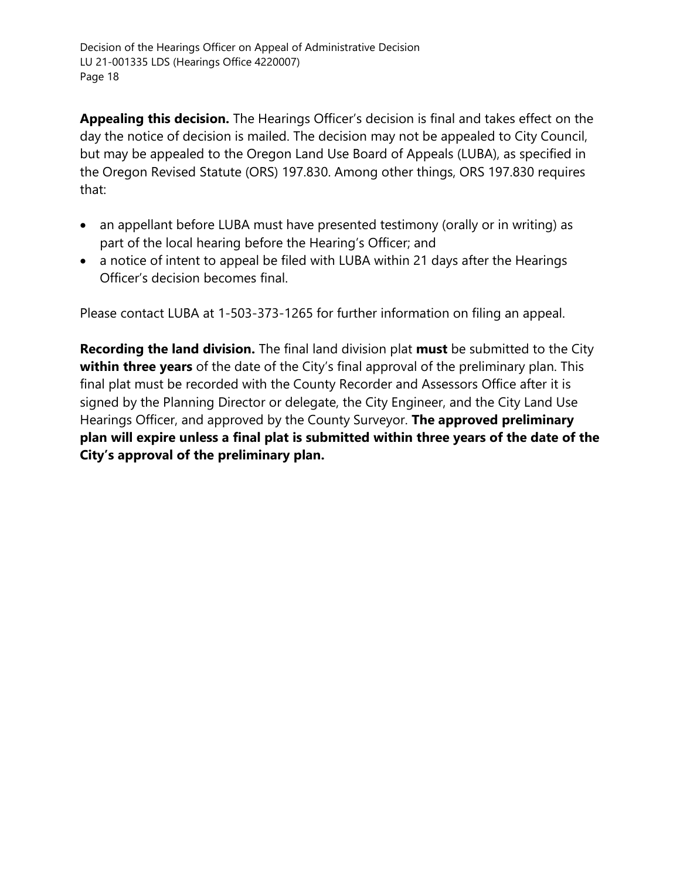**Appealing this decision.** The Hearings Officer's decision is final and takes effect on the day the notice of decision is mailed. The decision may not be appealed to City Council, but may be appealed to the Oregon Land Use Board of Appeals (LUBA), as specified in the Oregon Revised Statute (ORS) 197.830. Among other things, ORS 197.830 requires that:

- an appellant before LUBA must have presented testimony (orally or in writing) as part of the local hearing before the Hearing's Officer; and
- a notice of intent to appeal be filed with LUBA within 21 days after the Hearings Officer's decision becomes final.

Please contact LUBA at 1-503-373-1265 for further information on filing an appeal.

**Recording the land division.** The final land division plat **must** be submitted to the City **within three years** of the date of the City's final approval of the preliminary plan. This final plat must be recorded with the County Recorder and Assessors Office after it is signed by the Planning Director or delegate, the City Engineer, and the City Land Use Hearings Officer, and approved by the County Surveyor. **The approved preliminary plan will expire unless a final plat is submitted within three years of the date of the City's approval of the preliminary plan.**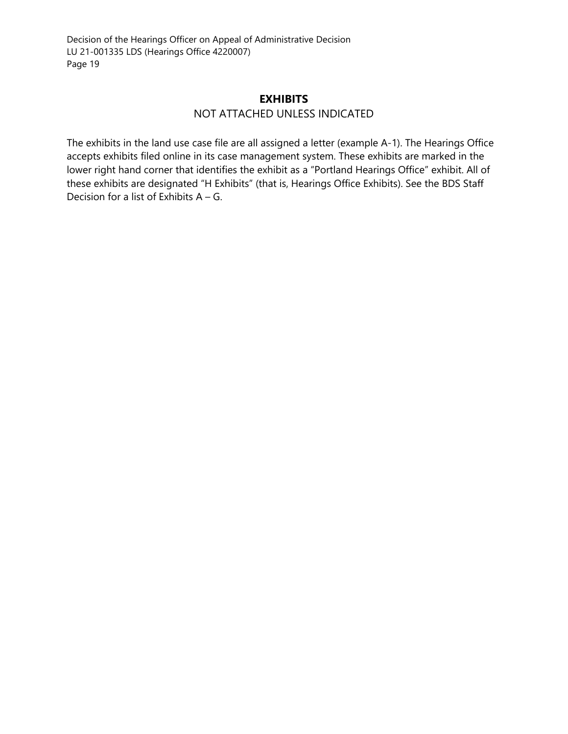## EXHIBITS

NOT ATTACHED UNLESS INDICATED

The exhibits in the land use case file are all assigned a letter (example A-1). The Hearings Office accepts exhibits filed online in its case management system. These exhibits are marked in the lower right hand corner that identifies the exhibit as a "Portland Hearings Office" exhibit. All of these exhibits are designated "H Exhibits" (that is, Hearings Office Exhibits). See the BDS Staff Decision for a list of Exhibits A – G.